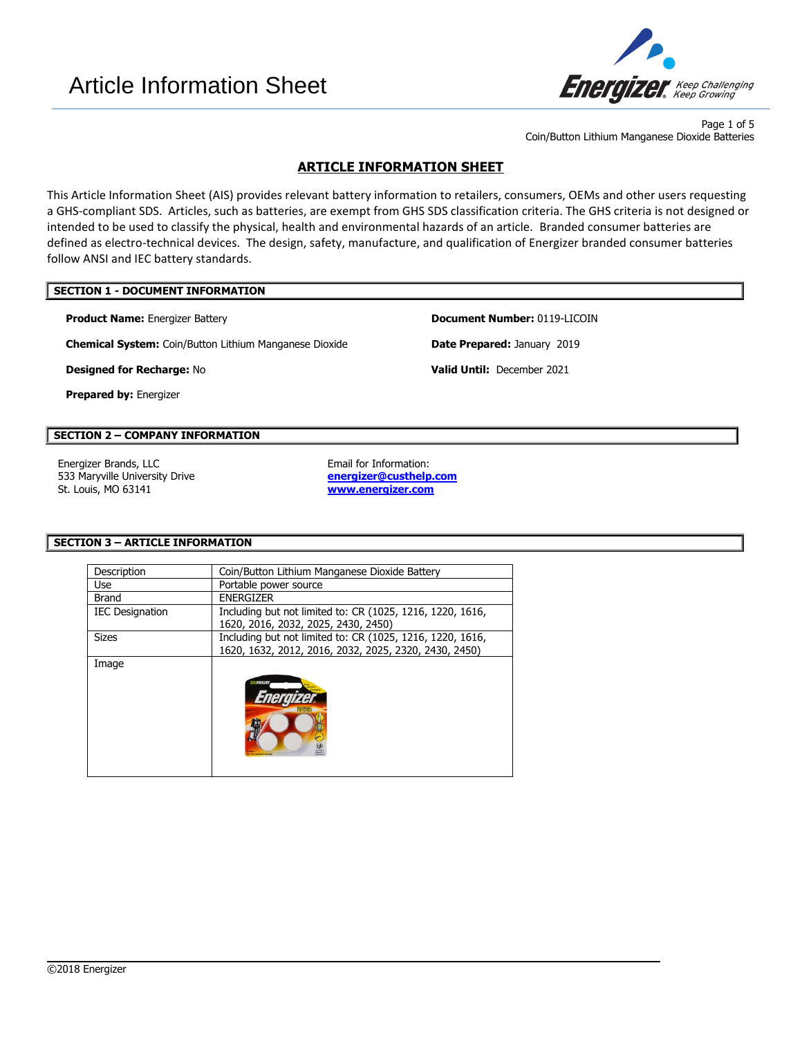# Article Information Sheet

## ARTICLE INFORMATION SHEET

This Article Information Sheet (AIS) provides relevant battery information to retailers, consumers, OEMs and other users requesting a GHS-compliant SDS. Articles, such as batteries, are exempt from GHS SDS classification criteria. The GHS criteria is not designed or intended to be used to classify the physical, health and environmental hazards of an article. Branded consumer batteries are defined as electro-technical devices. The design, safety, manufacture, and qualification of Energizer branded consumer batteries follow ANSI and IEC battery standards.

### SECTION 1 - DOCUMENT INFORMATION

**Product Name:** Energizer Battery

**Chemical System:** Coin/Button Lithium Manganese Dioxide

**Designed for Recharge:** No

**Prepared by:** Energizer

**Document Number:** 0119-LICOIN

**Date Prepared:** January 2019

**Valid Until:** December 2021

### SECTION 2 – COMPANY INFORMATION

Energizer Brands, LLC
533 Maryville University Drive
St. Louis, MO 63141

Email for Information:
**energizer@custhelp.com**
**www.energizer.com**

### SECTION 3 – ARTICLE INFORMATION

| | |
|---|---|
| Description | Coin/Button Lithium Manganese Dioxide Battery |
| Use | Portable power source |
| Brand | ENERGIZER |
| IEC Designation | Including but not limited to: CR (1025, 1216, 1220, 1616, 1620, 2016, 2032, 2025, 2430, 2450) |
| Sizes | Including but not limited to: CR (1025, 1216, 1220, 1616, 1620, 1632, 2012, 2016, 2032, 2025, 2320, 2430, 2450) |
| Image | |

©2018 Energizer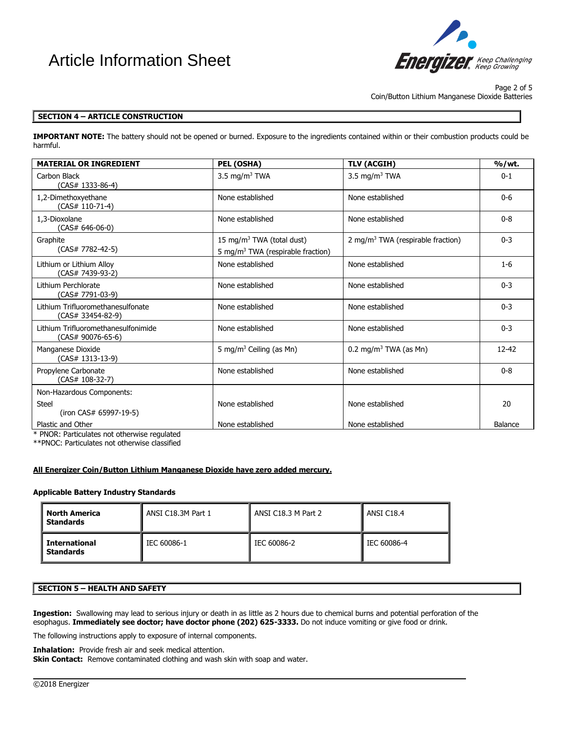## SECTION 4 – ARTICLE CONSTRUCTION

**IMPORTANT NOTE:** The battery should not be opened or burned. Exposure to the ingredients contained within or their combustion products could be harmful.

| MATERIAL OR INGREDIENT | PEL (OSHA) | TLV (ACGIH) | %/wt. |
|---|---|---|---|
| Carbon Black (CAS# 1333-86-4) | 3.5 mg/m$^3$ TWA | 3.5 mg/m$^3$ TWA | 0-1 |
| 1,2-Dimethoxyethane (CAS# 110-71-4) | None established | None established | 0-6 |
| 1,3-Dioxolane (CAS# 646-06-0) | None established | None established | 0-8 |
| Graphite (CAS# 7782-42-5) | 15 mg/m$^3$ TWA (total dust)<br>5 mg/m$^3$ TWA (respirable fraction) | 2 mg/m$^3$ TWA (respirable fraction) | 0-3 |
| Lithium or Lithium Alloy (CAS# 7439-93-2) | None established | None established | 1-6 |
| Lithium Perchlorate (CAS# 7791-03-9) | None established | None established | 0-3 |
| Lithium Trifluoromethanesulfonate (CAS# 33454-82-9) | None established | None established | 0-3 |
| Lithium Trifluoromethanesulfonimide (CAS# 90076-65-6) | None established | None established | 0-3 |
| Manganese Dioxide (CAS# 1313-13-9) | 5 mg/m$^3$ Ceiling (as Mn) | 0.2 mg/m$^3$ TWA (as Mn) | 12-42 |
| Propylene Carbonate (CAS# 108-32-7) | None established | None established | 0-8 |
| Non-Hazardous Components: | | | |
| Steel (iron CAS# 65997-19-5) | None established | None established | 20 |
| Plastic and Other | None established | None established | Balance |

\* PNOR: Particulates not otherwise regulated
\*\*PNOC: Particulates not otherwise classified

**All Energizer Coin/Button Lithium Manganese Dioxide have zero added mercury.**

**Applicable Battery Industry Standards**

| | | | |
|---|---|---|---|
| **North America Standards** | ANSI C18.3M Part 1 | ANSI C18.3 M Part 2 | ANSI C18.4 |
| **International Standards** | IEC 60086-1 | IEC 60086-2 | IEC 60086-4 |

## SECTION 5 – HEALTH AND SAFETY

**Ingestion:** Swallowing may lead to serious injury or death in as little as 2 hours due to chemical burns and potential perforation of the esophagus. **Immediately see doctor; have doctor phone (202) 625-3333.** Do not induce vomiting or give food or drink.

The following instructions apply to exposure of internal components.

**Inhalation:** Provide fresh air and seek medical attention.
**Skin Contact:** Remove contaminated clothing and wash skin with soap and water.

©2018 Energizer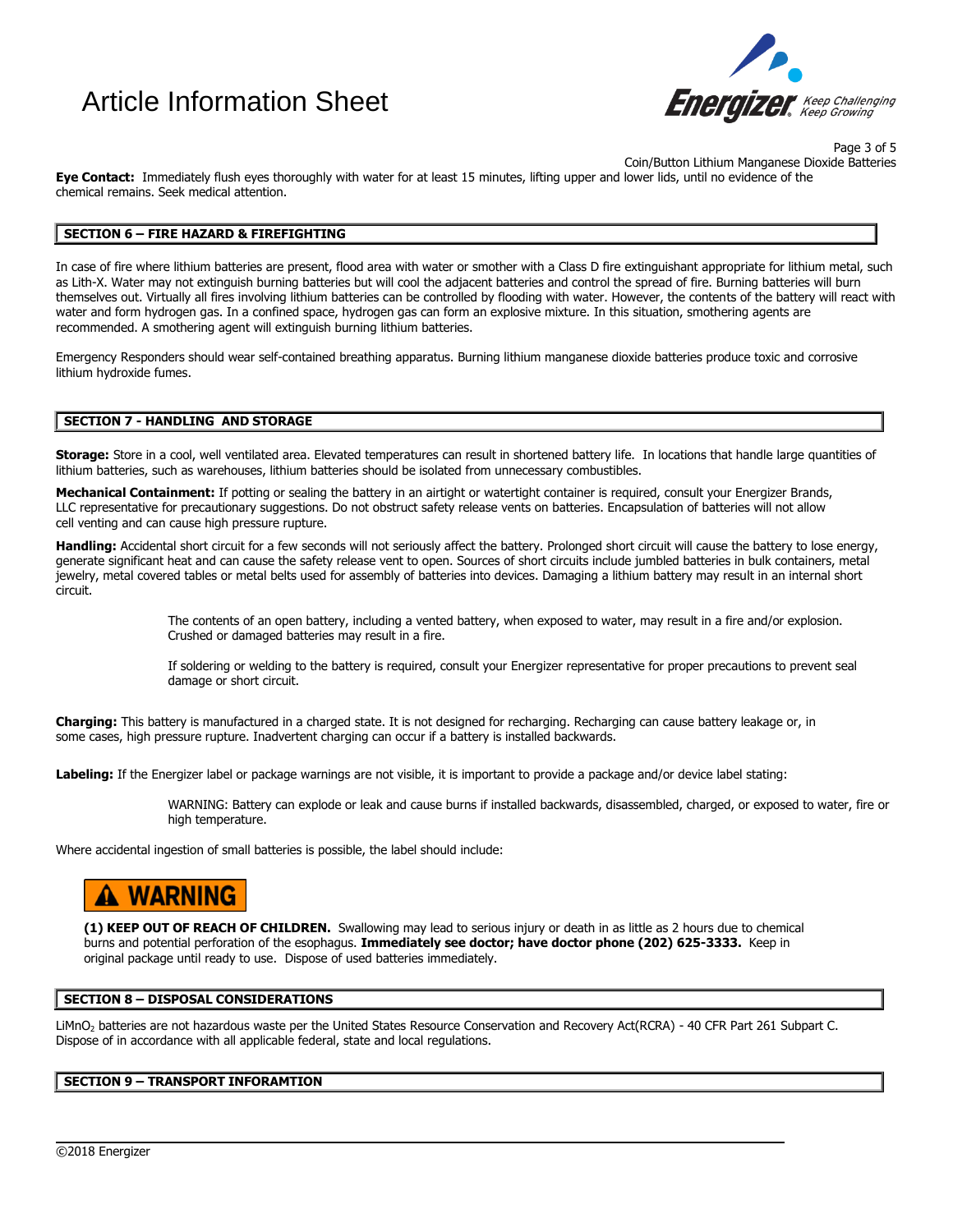**Eye Contact:** Immediately flush eyes thoroughly with water for at least 15 minutes, lifting upper and lower lids, until no evidence of the chemical remains. Seek medical attention.

## SECTION 6 – FIRE HAZARD & FIREFIGHTING

In case of fire where lithium batteries are present, flood area with water or smother with a Class D fire extinguishant appropriate for lithium metal, such as Lith-X. Water may not extinguish burning batteries but will cool the adjacent batteries and control the spread of fire. Burning batteries will burn themselves out. Virtually all fires involving lithium batteries can be controlled by flooding with water. However, the contents of the battery will react with water and form hydrogen gas. In a confined space, hydrogen gas can form an explosive mixture. In this situation, smothering agents are recommended. A smothering agent will extinguish burning lithium batteries.

Emergency Responders should wear self-contained breathing apparatus. Burning lithium manganese dioxide batteries produce toxic and corrosive lithium hydroxide fumes.

## SECTION 7 - HANDLING AND STORAGE

**Storage:** Store in a cool, well ventilated area. Elevated temperatures can result in shortened battery life. In locations that handle large quantities of lithium batteries, such as warehouses, lithium batteries should be isolated from unnecessary combustibles.

**Mechanical Containment:** If potting or sealing the battery in an airtight or watertight container is required, consult your Energizer Brands, LLC representative for precautionary suggestions. Do not obstruct safety release vents on batteries. Encapsulation of batteries will not allow cell venting and can cause high pressure rupture.

**Handling:** Accidental short circuit for a few seconds will not seriously affect the battery. Prolonged short circuit will cause the battery to lose energy, generate significant heat and can cause the safety release vent to open. Sources of short circuits include jumbled batteries in bulk containers, metal jewelry, metal covered tables or metal belts used for assembly of batteries into devices. Damaging a lithium battery may result in an internal short circuit.

> The contents of an open battery, including a vented battery, when exposed to water, may result in a fire and/or explosion. Crushed or damaged batteries may result in a fire.
>
> If soldering or welding to the battery is required, consult your Energizer representative for proper precautions to prevent seal damage or short circuit.

**Charging:** This battery is manufactured in a charged state. It is not designed for recharging. Recharging can cause battery leakage or, in some cases, high pressure rupture. Inadvertent charging can occur if a battery is installed backwards.

**Labeling:** If the Energizer label or package warnings are not visible, it is important to provide a package and/or device label stating:

> WARNING: Battery can explode or leak and cause burns if installed backwards, disassembled, charged, or exposed to water, fire or high temperature.

Where accidental ingestion of small batteries is possible, the label should include:

**⚠ WARNING**

**(1) KEEP OUT OF REACH OF CHILDREN.** Swallowing may lead to serious injury or death in as little as 2 hours due to chemical burns and potential perforation of the esophagus. **Immediately see doctor; have doctor phone (202) 625-3333.** Keep in original package until ready to use. Dispose of used batteries immediately.

## SECTION 8 – DISPOSAL CONSIDERATIONS

$LiMnO_2$ batteries are not hazardous waste per the United States Resource Conservation and Recovery Act(RCRA) - 40 CFR Part 261 Subpart C. Dispose of in accordance with all applicable federal, state and local regulations.

## SECTION 9 – TRANSPORT INFORAMTION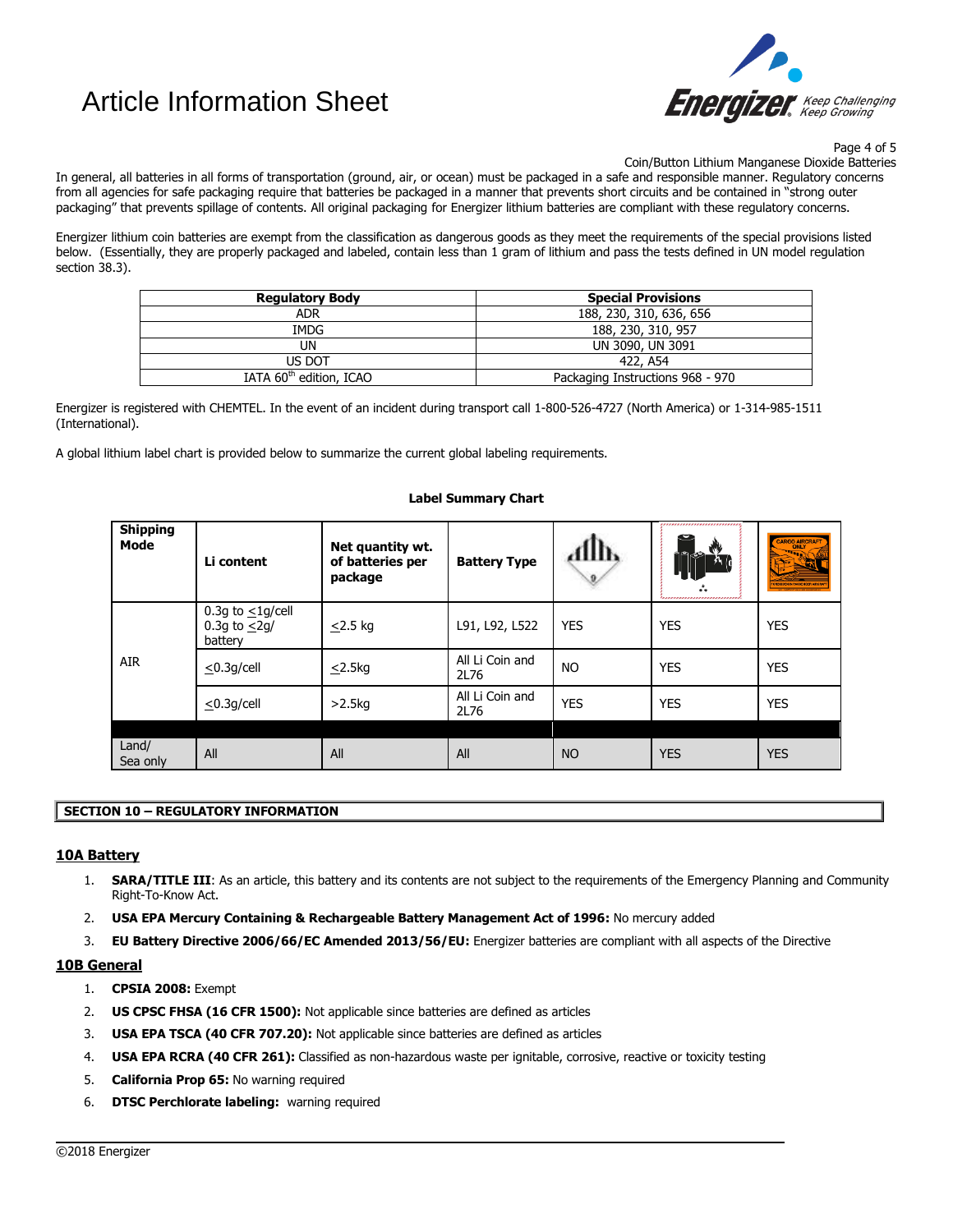In general, all batteries in all forms of transportation (ground, air, or ocean) must be packaged in a safe and responsible manner. Regulatory concerns from all agencies for safe packaging require that batteries be packaged in a manner that prevents short circuits and be contained in "strong outer packaging" that prevents spillage of contents. All original packaging for Energizer lithium batteries are compliant with these regulatory concerns.

Energizer lithium coin batteries are exempt from the classification as dangerous goods as they meet the requirements of the special provisions listed below. (Essentially, they are properly packaged and labeled, contain less than 1 gram of lithium and pass the tests defined in UN model regulation section 38.3).

| Regulatory Body | Special Provisions |
|---|---|
| ADR | 188, 230, 310, 636, 656 |
| IMDG | 188, 230, 310, 957 |
| UN | UN 3090, UN 3091 |
| US DOT | 422, A54 |
| IATA 60th edition, ICAO | Packaging Instructions 968 - 970 |

Energizer is registered with CHEMTEL. In the event of an incident during transport call 1-800-526-4727 (North America) or 1-314-985-1511 (International).

A global lithium label chart is provided below to summarize the current global labeling requirements.

**Label Summary Chart**

| Shipping Mode | Li content | Net quantity wt. of batteries per package | Battery Type | Class 9 label | Lithium battery mark | Cargo Aircraft Only label |
|---|---|---|---|---|---|---|
| AIR | 0.3g to ≤1g/cell 0.3g to ≤2g/ battery | ≤2.5 kg | L91, L92, L522 | YES | YES | YES |
| | ≤0.3g/cell | ≤2.5kg | All Li Coin and 2L76 | NO | YES | YES |
| | ≤0.3g/cell | >2.5kg | All Li Coin and 2L76 | YES | YES | YES |
| Land/ Sea only | All | All | All | NO | YES | YES |

## SECTION 10 – REGULATORY INFORMATION

### 10A Battery

1. **SARA/TITLE III**: As an article, this battery and its contents are not subject to the requirements of the Emergency Planning and Community Right-To-Know Act.
2. **USA EPA Mercury Containing & Rechargeable Battery Management Act of 1996:** No mercury added
3. **EU Battery Directive 2006/66/EC Amended 2013/56/EU:** Energizer batteries are compliant with all aspects of the Directive

### 10B General

1. **CPSIA 2008:** Exempt
2. **US CPSC FHSA (16 CFR 1500):** Not applicable since batteries are defined as articles
3. **USA EPA TSCA (40 CFR 707.20):** Not applicable since batteries are defined as articles
4. **USA EPA RCRA (40 CFR 261):** Classified as non-hazardous waste per ignitable, corrosive, reactive or toxicity testing
5. **California Prop 65:** No warning required
6. **DTSC Perchlorate labeling:** warning required

©2018 Energizer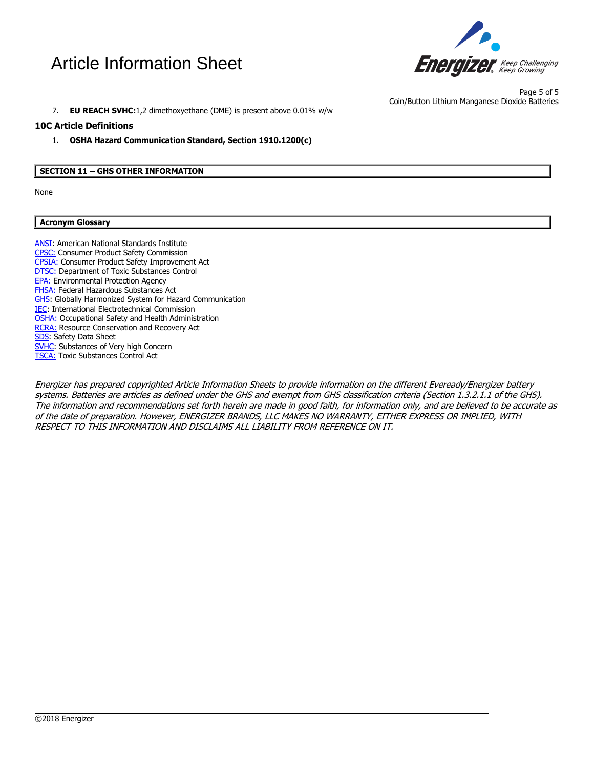7. **EU REACH SVHC:** 1,2 dimethoxyethane (DME) is present above 0.01% w/w

### 10C Article Definitions

1. **OSHA Hazard Communication Standard, Section 1910.1200(c)**

## SECTION 11 – GHS OTHER INFORMATION

None

## Acronym Glossary

ANSI: American National Standards Institute
CPSC: Consumer Product Safety Commission
CPSIA: Consumer Product Safety Improvement Act
DTSC: Department of Toxic Substances Control
EPA: Environmental Protection Agency
FHSA: Federal Hazardous Substances Act
GHS: Globally Harmonized System for Hazard Communication
IEC: International Electrotechnical Commission
OSHA: Occupational Safety and Health Administration
RCRA: Resource Conservation and Recovery Act
SDS: Safety Data Sheet
SVHC: Substances of Very high Concern
TSCA: Toxic Substances Control Act

*Energizer has prepared copyrighted Article Information Sheets to provide information on the different Eveready/Energizer battery systems. Batteries are articles as defined under the GHS and exempt from GHS classification criteria (Section 1.3.2.1.1 of the GHS). The information and recommendations set forth herein are made in good faith, for information only, and are believed to be accurate as of the date of preparation. However, ENERGIZER BRANDS, LLC MAKES NO WARRANTY, EITHER EXPRESS OR IMPLIED, WITH RESPECT TO THIS INFORMATION AND DISCLAIMS ALL LIABILITY FROM REFERENCE ON IT.*

©2018 Energizer